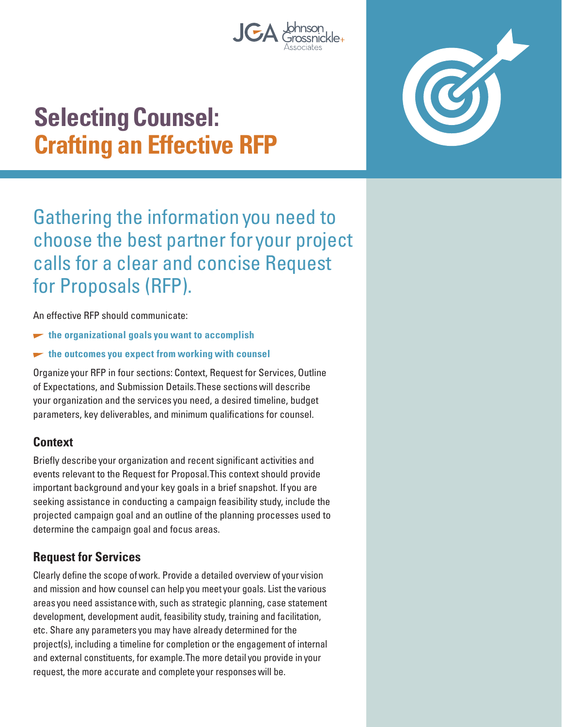# Selecting Counsel: Crafting an Effective RFP

Gathering the information you need to choose the best partner for your project calls for a clear and concise Request for Proposals (RFP).

An effective RFP should communicate:

- **the organizational goals you want to accomplish**
- **the outcomes you expect from working with counsel**

Organize your RFP in four sections: Context, Request for Services, Outline of Expectations, and Submission Details. These sections will describe your organization and the services you need, a desired timeline, budget parameters, key deliverables, and minimum qualifications for counsel.

## Context

Briefly describe your organization and recent significant activities and events relevant to the Request for Proposal. This context should provide important background and your key goals in a brief snapshot. If you are seeking assistance in conducting a campaign feasibility study, include the projected campaign goal and an outline of the planning processes used to determine the campaign goal and focus areas.

## Request for Services

Clearly define the scope of work. Provide a detailed overview of your vision and mission and how counsel can help you meet your goals. List the various areas you need assistance with, such as strategic planning, case statement development, development audit, feasibility study, training and facilitation, etc. Share any parameters you may have already determined for the project(s), including a timeline for completion or the engagement of internal and external constituents, for example. The more detail you provide in your request, the more accurate and complete your responses will be.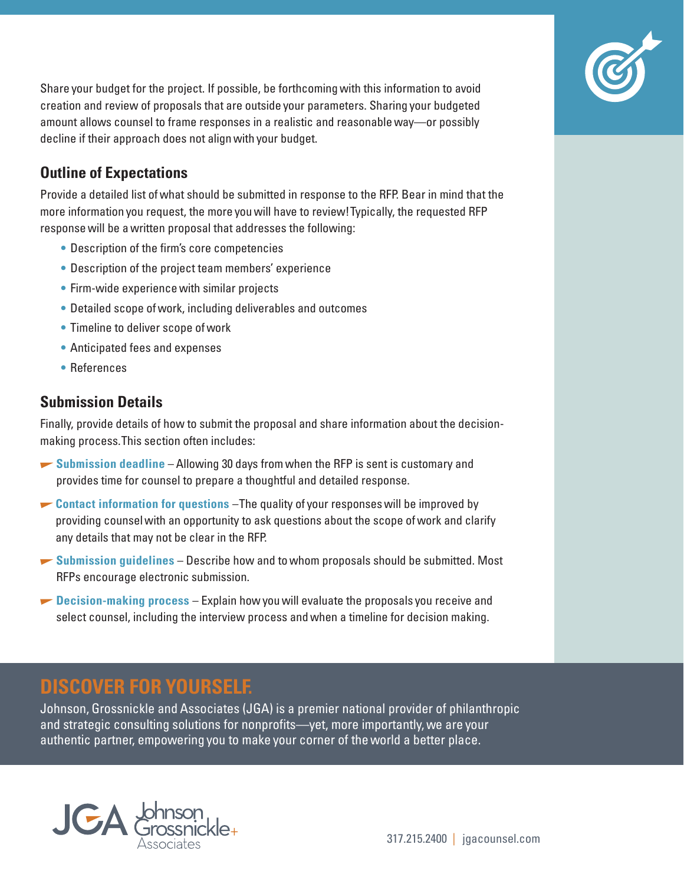Share your budget for the project. If possible, be forthcoming with this information to avoid creation and review of proposals that are outside your parameters. Sharing your budgeted amount allows counsel to frame responses in a realistic and reasonable way—or possibly decline if their approach does not align with your budget.

## Outline of Expectations

Provide a detailed list of what should be submitted in response to the RFP. Bear in mind that the more information you request, the more you will have to review! Typically, the requested RFP response will be a written proposal that addresses the following:

- Description of the firm's core competencies
- Description of the project team members' experience
- Firm-wide experience with similar projects
- Detailed scope of work, including deliverables and outcomes
- Timeline to deliver scope of work
- Anticipated fees and expenses
- References

## Submission Details

Finally, provide details of how to submit the proposal and share information about the decision-making process. This section often includes:

- **Submission deadline** – Allowing 30 days from when the RFP is sent is customary and provides time for counsel to prepare a thoughtful and detailed response.
- **Contact information for questions** –The quality of your responses will be improved by providing counsel with an opportunity to ask questions about the scope of work and clarify any details that may not be clear in the RFP.
- **Submission guidelines** – Describe how and to whom proposals should be submitted. Most RFPs encourage electronic submission.
- **Decision-making process** – Explain how you will evaluate the proposals you receive and select counsel, including the interview process and when a timeline for decision making.

## DISCOVER FOR YOURSELF.

Johnson, Grossnickle and Associates (JGA) is a premier national provider of philanthropic and strategic consulting solutions for nonprofits—yet, more importantly, we are your authentic partner, empowering you to make your corner of the world a better place.

JGA Johnson Grossnickle+ Associates

317.215.2400 | jgacounsel.com